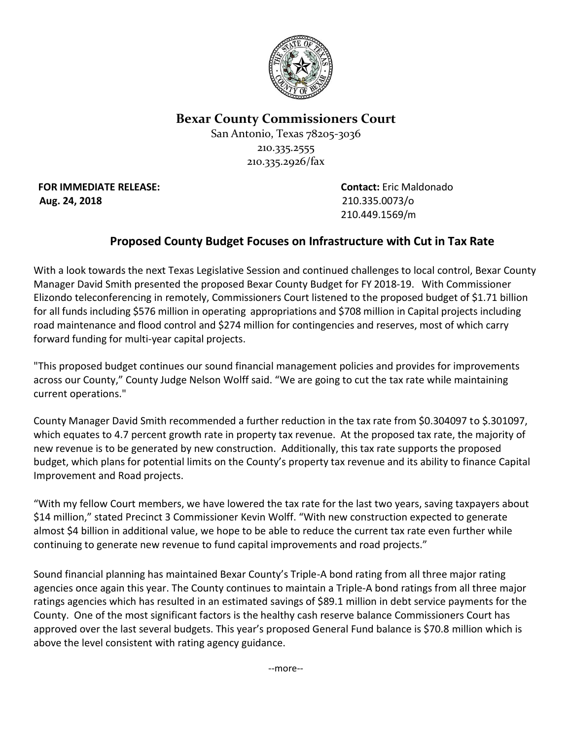# Bexar County Commissioners Court

San Antonio, Texas 78205-3036
210.335.2555
210.335.2926/fax

**FOR IMMEDIATE RELEASE:**
**Aug. 24, 2018**

**Contact:** Eric Maldonado
210.335.0073/o
210.449.1569/m

## Proposed County Budget Focuses on Infrastructure with Cut in Tax Rate

With a look towards the next Texas Legislative Session and continued challenges to local control, Bexar County Manager David Smith presented the proposed Bexar County Budget for FY 2018-19. With Commissioner Elizondo teleconferencing in remotely, Commissioners Court listened to the proposed budget of $1.71 billion for all funds including $576 million in operating appropriations and $708 million in Capital projects including road maintenance and flood control and $274 million for contingencies and reserves, most of which carry forward funding for multi-year capital projects.

"This proposed budget continues our sound financial management policies and provides for improvements across our County," County Judge Nelson Wolff said. "We are going to cut the tax rate while maintaining current operations."

County Manager David Smith recommended a further reduction in the tax rate from $0.304097 to $.301097, which equates to 4.7 percent growth rate in property tax revenue. At the proposed tax rate, the majority of new revenue is to be generated by new construction. Additionally, this tax rate supports the proposed budget, which plans for potential limits on the County's property tax revenue and its ability to finance Capital Improvement and Road projects.

"With my fellow Court members, we have lowered the tax rate for the last two years, saving taxpayers about $14 million," stated Precinct 3 Commissioner Kevin Wolff. "With new construction expected to generate almost $4 billion in additional value, we hope to be able to reduce the current tax rate even further while continuing to generate new revenue to fund capital improvements and road projects."

Sound financial planning has maintained Bexar County's Triple-A bond rating from all three major rating agencies once again this year. The County continues to maintain a Triple-A bond ratings from all three major ratings agencies which has resulted in an estimated savings of $89.1 million in debt service payments for the County. One of the most significant factors is the healthy cash reserve balance Commissioners Court has approved over the last several budgets. This year's proposed General Fund balance is $70.8 million which is above the level consistent with rating agency guidance.

--more--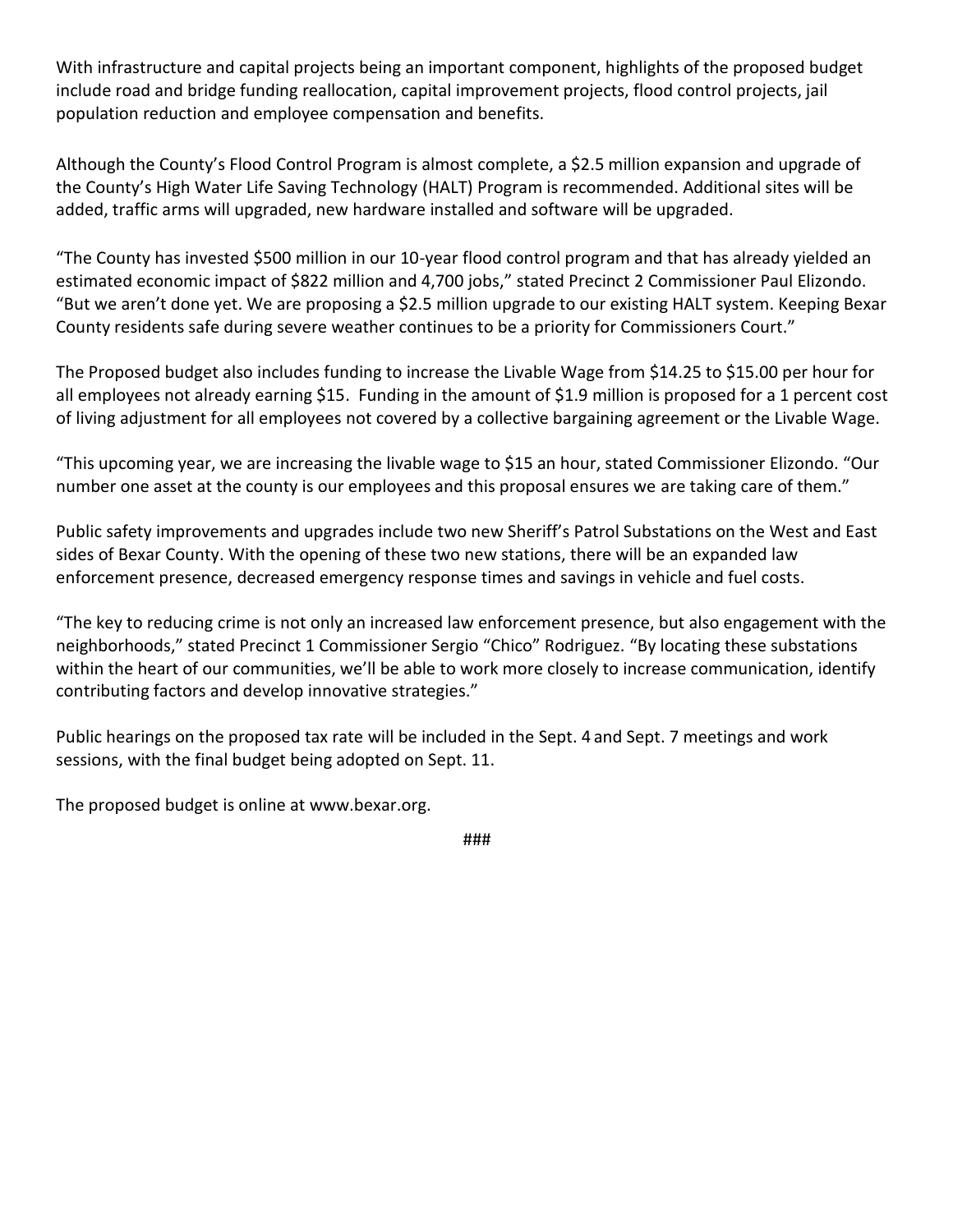With infrastructure and capital projects being an important component, highlights of the proposed budget include road and bridge funding reallocation, capital improvement projects, flood control projects, jail population reduction and employee compensation and benefits.

Although the County's Flood Control Program is almost complete, a $2.5 million expansion and upgrade of the County's High Water Life Saving Technology (HALT) Program is recommended. Additional sites will be added, traffic arms will upgraded, new hardware installed and software will be upgraded.

"The County has invested $500 million in our 10-year flood control program and that has already yielded an estimated economic impact of $822 million and 4,700 jobs," stated Precinct 2 Commissioner Paul Elizondo. "But we aren't done yet. We are proposing a $2.5 million upgrade to our existing HALT system. Keeping Bexar County residents safe during severe weather continues to be a priority for Commissioners Court."

The Proposed budget also includes funding to increase the Livable Wage from $14.25 to $15.00 per hour for all employees not already earning $15. Funding in the amount of $1.9 million is proposed for a 1 percent cost of living adjustment for all employees not covered by a collective bargaining agreement or the Livable Wage.

"This upcoming year, we are increasing the livable wage to $15 an hour, stated Commissioner Elizondo. "Our number one asset at the county is our employees and this proposal ensures we are taking care of them."

Public safety improvements and upgrades include two new Sheriff's Patrol Substations on the West and East sides of Bexar County. With the opening of these two new stations, there will be an expanded law enforcement presence, decreased emergency response times and savings in vehicle and fuel costs.

"The key to reducing crime is not only an increased law enforcement presence, but also engagement with the neighborhoods," stated Precinct 1 Commissioner Sergio "Chico" Rodriguez. "By locating these substations within the heart of our communities, we'll be able to work more closely to increase communication, identify contributing factors and develop innovative strategies."

Public hearings on the proposed tax rate will be included in the Sept. 4 and Sept. 7 meetings and work sessions, with the final budget being adopted on Sept. 11.

The proposed budget is online at www.bexar.org.

###